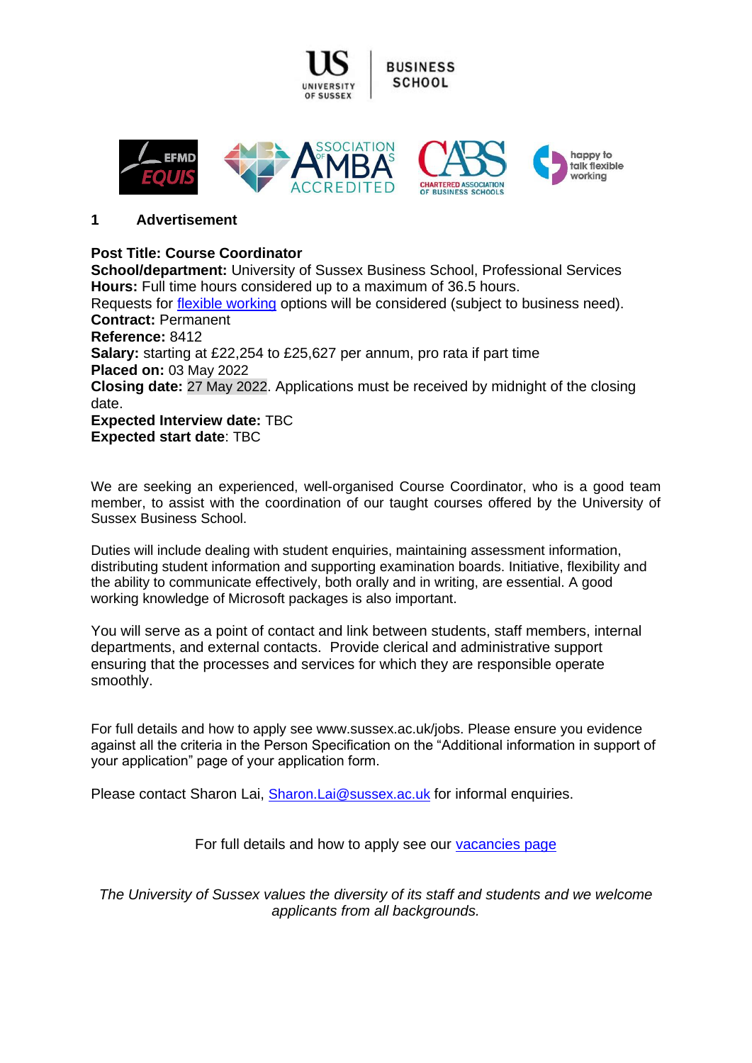## 1 Advertisement

**Post Title: Course Coordinator**
**School/department:** University of Sussex Business School, Professional Services
**Hours:** Full time hours considered up to a maximum of 36.5 hours.
Requests for flexible working options will be considered (subject to business need).
**Contract:** Permanent
**Reference:** 8412
**Salary:** starting at £22,254 to £25,627 per annum, pro rata if part time
**Placed on:** 03 May 2022
**Closing date:** 27 May 2022. Applications must be received by midnight of the closing date.
**Expected Interview date:** TBC
**Expected start date**: TBC

We are seeking an experienced, well-organised Course Coordinator, who is a good team member, to assist with the coordination of our taught courses offered by the University of Sussex Business School.

Duties will include dealing with student enquiries, maintaining assessment information, distributing student information and supporting examination boards. Initiative, flexibility and the ability to communicate effectively, both orally and in writing, are essential. A good working knowledge of Microsoft packages is also important.

You will serve as a point of contact and link between students, staff members, internal departments, and external contacts. Provide clerical and administrative support ensuring that the processes and services for which they are responsible operate smoothly.

For full details and how to apply see www.sussex.ac.uk/jobs. Please ensure you evidence against all the criteria in the Person Specification on the "Additional information in support of your application" page of your application form.

Please contact Sharon Lai, Sharon.Lai@sussex.ac.uk for informal enquiries.

For full details and how to apply see our vacancies page

*The University of Sussex values the diversity of its staff and students and we welcome applicants from all backgrounds.*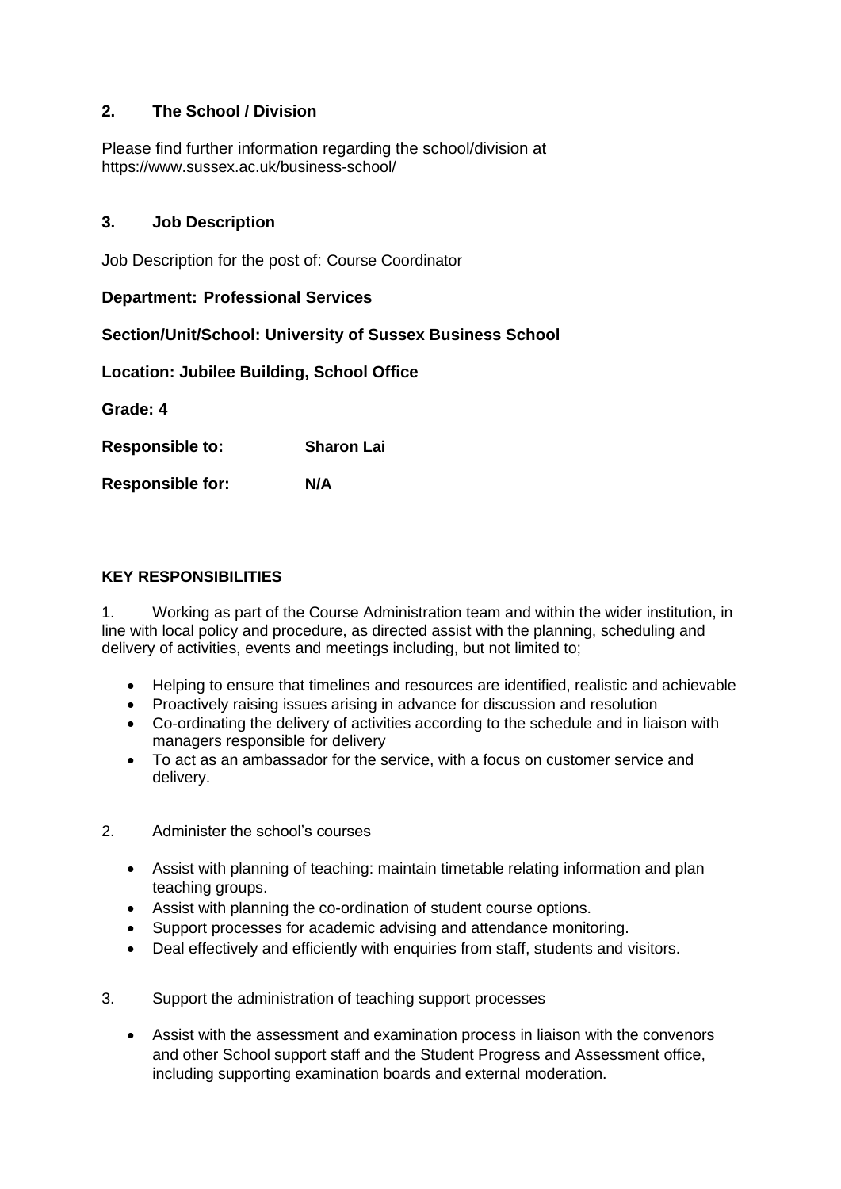## 2. The School / Division

Please find further information regarding the school/division at https://www.sussex.ac.uk/business-school/

## 3. Job Description

Job Description for the post of: Course Coordinator

**Department: Professional Services**

**Section/Unit/School: University of Sussex Business School**

**Location: Jubilee Building, School Office**

**Grade: 4**

**Responsible to:** **Sharon Lai**

**Responsible for:** **N/A**

**KEY RESPONSIBILITIES**

1. Working as part of the Course Administration team and within the wider institution, in line with local policy and procedure, as directed assist with the planning, scheduling and delivery of activities, events and meetings including, but not limited to;

- Helping to ensure that timelines and resources are identified, realistic and achievable
- Proactively raising issues arising in advance for discussion and resolution
- Co-ordinating the delivery of activities according to the schedule and in liaison with managers responsible for delivery
- To act as an ambassador for the service, with a focus on customer service and delivery.

2. Administer the school's courses

- Assist with planning of teaching: maintain timetable relating information and plan teaching groups.
- Assist with planning the co-ordination of student course options.
- Support processes for academic advising and attendance monitoring.
- Deal effectively and efficiently with enquiries from staff, students and visitors.

3. Support the administration of teaching support processes

- Assist with the assessment and examination process in liaison with the convenors and other School support staff and the Student Progress and Assessment office, including supporting examination boards and external moderation.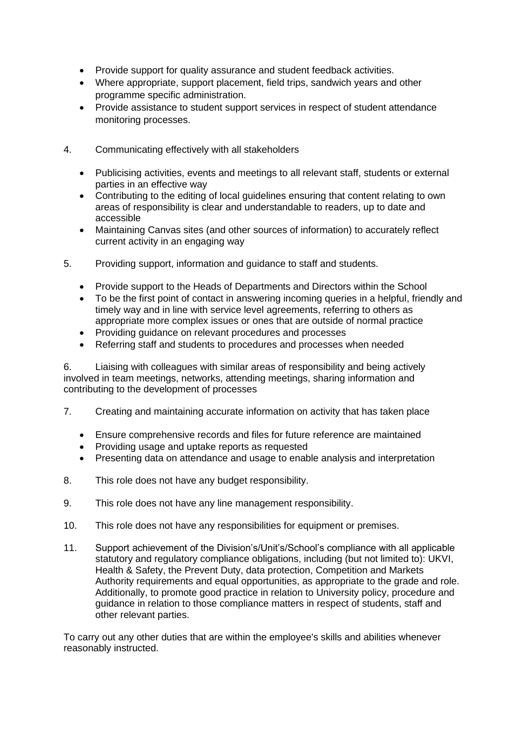- Provide support for quality assurance and student feedback activities.
- Where appropriate, support placement, field trips, sandwich years and other programme specific administration.
- Provide assistance to student support services in respect of student attendance monitoring processes.

4. Communicating effectively with all stakeholders

   - Publicising activities, events and meetings to all relevant staff, students or external parties in an effective way
   - Contributing to the editing of local guidelines ensuring that content relating to own areas of responsibility is clear and understandable to readers, up to date and accessible
   - Maintaining Canvas sites (and other sources of information) to accurately reflect current activity in an engaging way

5. Providing support, information and guidance to staff and students.

   - Provide support to the Heads of Departments and Directors within the School
   - To be the first point of contact in answering incoming queries in a helpful, friendly and timely way and in line with service level agreements, referring to others as appropriate more complex issues or ones that are outside of normal practice
   - Providing guidance on relevant procedures and processes
   - Referring staff and students to procedures and processes when needed

6. Liaising with colleagues with similar areas of responsibility and being actively involved in team meetings, networks, attending meetings, sharing information and contributing to the development of processes

7. Creating and maintaining accurate information on activity that has taken place

   - Ensure comprehensive records and files for future reference are maintained
   - Providing usage and uptake reports as requested
   - Presenting data on attendance and usage to enable analysis and interpretation

8. This role does not have any budget responsibility.

9. This role does not have any line management responsibility.

10. This role does not have any responsibilities for equipment or premises.

11. Support achievement of the Division's/Unit's/School's compliance with all applicable statutory and regulatory compliance obligations, including (but not limited to): UKVI, Health & Safety, the Prevent Duty, data protection, Competition and Markets Authority requirements and equal opportunities, as appropriate to the grade and role. Additionally, to promote good practice in relation to University policy, procedure and guidance in relation to those compliance matters in respect of students, staff and other relevant parties.

To carry out any other duties that are within the employee's skills and abilities whenever reasonably instructed.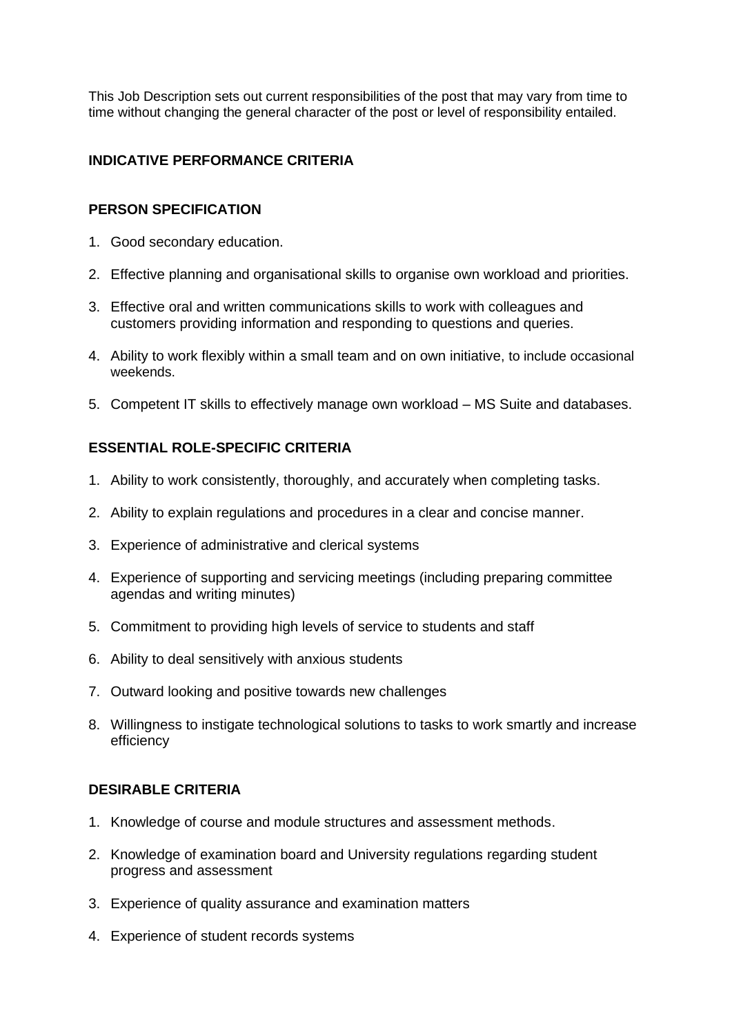This Job Description sets out current responsibilities of the post that may vary from time to time without changing the general character of the post or level of responsibility entailed.

## INDICATIVE PERFORMANCE CRITERIA

## PERSON SPECIFICATION

1. Good secondary education.
2. Effective planning and organisational skills to organise own workload and priorities.
3. Effective oral and written communications skills to work with colleagues and customers providing information and responding to questions and queries.
4. Ability to work flexibly within a small team and on own initiative, to include occasional weekends.
5. Competent IT skills to effectively manage own workload – MS Suite and databases.

## ESSENTIAL ROLE-SPECIFIC CRITERIA

1. Ability to work consistently, thoroughly, and accurately when completing tasks.
2. Ability to explain regulations and procedures in a clear and concise manner.
3. Experience of administrative and clerical systems
4. Experience of supporting and servicing meetings (including preparing committee agendas and writing minutes)
5. Commitment to providing high levels of service to students and staff
6. Ability to deal sensitively with anxious students
7. Outward looking and positive towards new challenges
8. Willingness to instigate technological solutions to tasks to work smartly and increase efficiency

## DESIRABLE CRITERIA

1. Knowledge of course and module structures and assessment methods.
2. Knowledge of examination board and University regulations regarding student progress and assessment
3. Experience of quality assurance and examination matters
4. Experience of student records systems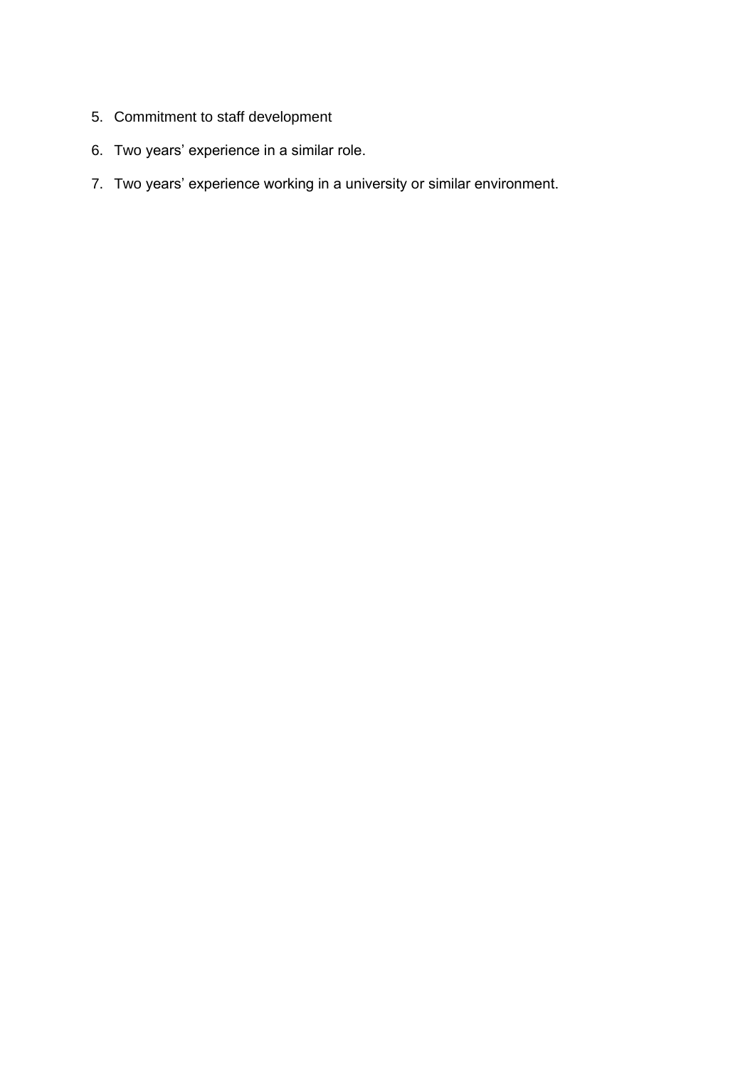5. Commitment to staff development
6. Two years' experience in a similar role.
7. Two years' experience working in a university or similar environment.